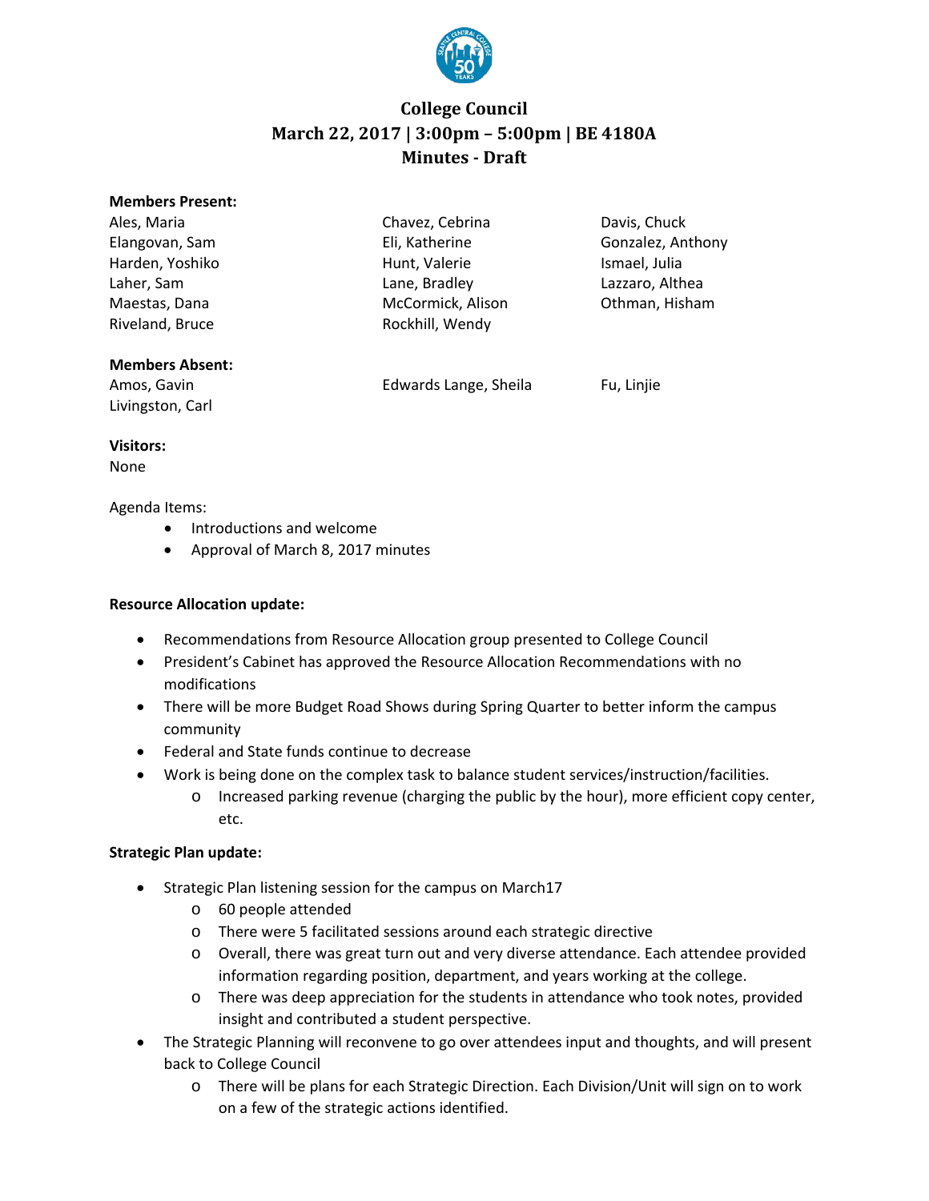# College Council
## March 22, 2017 | 3:00pm – 5:00pm | BE 4180A
## Minutes - Draft

**Members Present:**

| | | |
|---|---|---|
| Ales, Maria | Chavez, Cebrina | Davis, Chuck |
| Elangovan, Sam | Eli, Katherine | Gonzalez, Anthony |
| Harden, Yoshiko | Hunt, Valerie | Ismael, Julia |
| Laher, Sam | Lane, Bradley | Lazzaro, Althea |
| Maestas, Dana | McCormick, Alison | Othman, Hisham |
| Riveland, Bruce | Rockhill, Wendy | |

**Members Absent:**

| | | |
|---|---|---|
| Amos, Gavin | Edwards Lange, Sheila | Fu, Linjie |
| Livingston, Carl | | |

**Visitors:**
None

Agenda Items:

- Introductions and welcome
- Approval of March 8, 2017 minutes

**Resource Allocation update:**

- Recommendations from Resource Allocation group presented to College Council
- President's Cabinet has approved the Resource Allocation Recommendations with no modifications
- There will be more Budget Road Shows during Spring Quarter to better inform the campus community
- Federal and State funds continue to decrease
- Work is being done on the complex task to balance student services/instruction/facilities.
  - Increased parking revenue (charging the public by the hour), more efficient copy center, etc.

**Strategic Plan update:**

- Strategic Plan listening session for the campus on March17
  - 60 people attended
  - There were 5 facilitated sessions around each strategic directive
  - Overall, there was great turn out and very diverse attendance. Each attendee provided information regarding position, department, and years working at the college.
  - There was deep appreciation for the students in attendance who took notes, provided insight and contributed a student perspective.
- The Strategic Planning will reconvene to go over attendees input and thoughts, and will present back to College Council
  - There will be plans for each Strategic Direction. Each Division/Unit will sign on to work on a few of the strategic actions identified.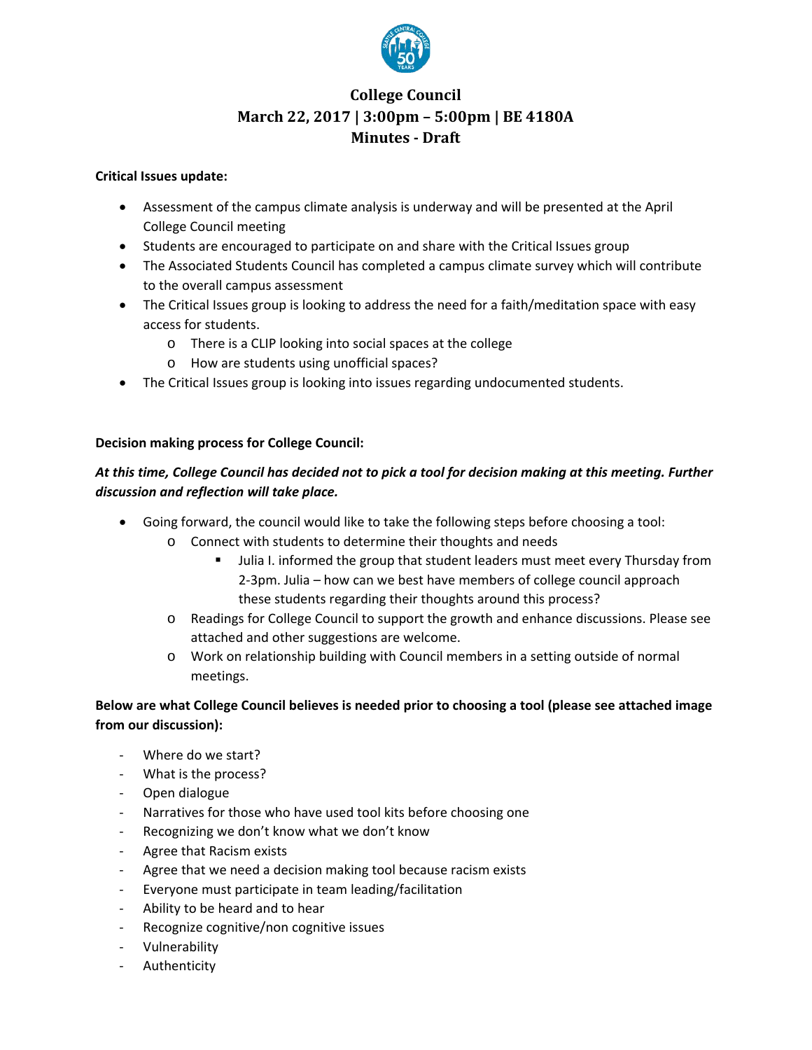# College Council
## March 22, 2017 | 3:00pm – 5:00pm | BE 4180A
## Minutes - Draft

**Critical Issues update:**

- Assessment of the campus climate analysis is underway and will be presented at the April College Council meeting
- Students are encouraged to participate on and share with the Critical Issues group
- The Associated Students Council has completed a campus climate survey which will contribute to the overall campus assessment
- The Critical Issues group is looking to address the need for a faith/meditation space with easy access for students.
  - There is a CLIP looking into social spaces at the college
  - How are students using unofficial spaces?
- The Critical Issues group is looking into issues regarding undocumented students.

**Decision making process for College Council:**

***At this time, College Council has decided not to pick a tool for decision making at this meeting. Further discussion and reflection will take place.***

- Going forward, the council would like to take the following steps before choosing a tool:
  - Connect with students to determine their thoughts and needs
    - Julia I. informed the group that student leaders must meet every Thursday from 2-3pm. Julia – how can we best have members of college council approach these students regarding their thoughts around this process?
  - Readings for College Council to support the growth and enhance discussions. Please see attached and other suggestions are welcome.
  - Work on relationship building with Council members in a setting outside of normal meetings.

**Below are what College Council believes is needed prior to choosing a tool (please see attached image from our discussion):**

- Where do we start?
- What is the process?
- Open dialogue
- Narratives for those who have used tool kits before choosing one
- Recognizing we don't know what we don't know
- Agree that Racism exists
- Agree that we need a decision making tool because racism exists
- Everyone must participate in team leading/facilitation
- Ability to be heard and to hear
- Recognize cognitive/non cognitive issues
- Vulnerability
- Authenticity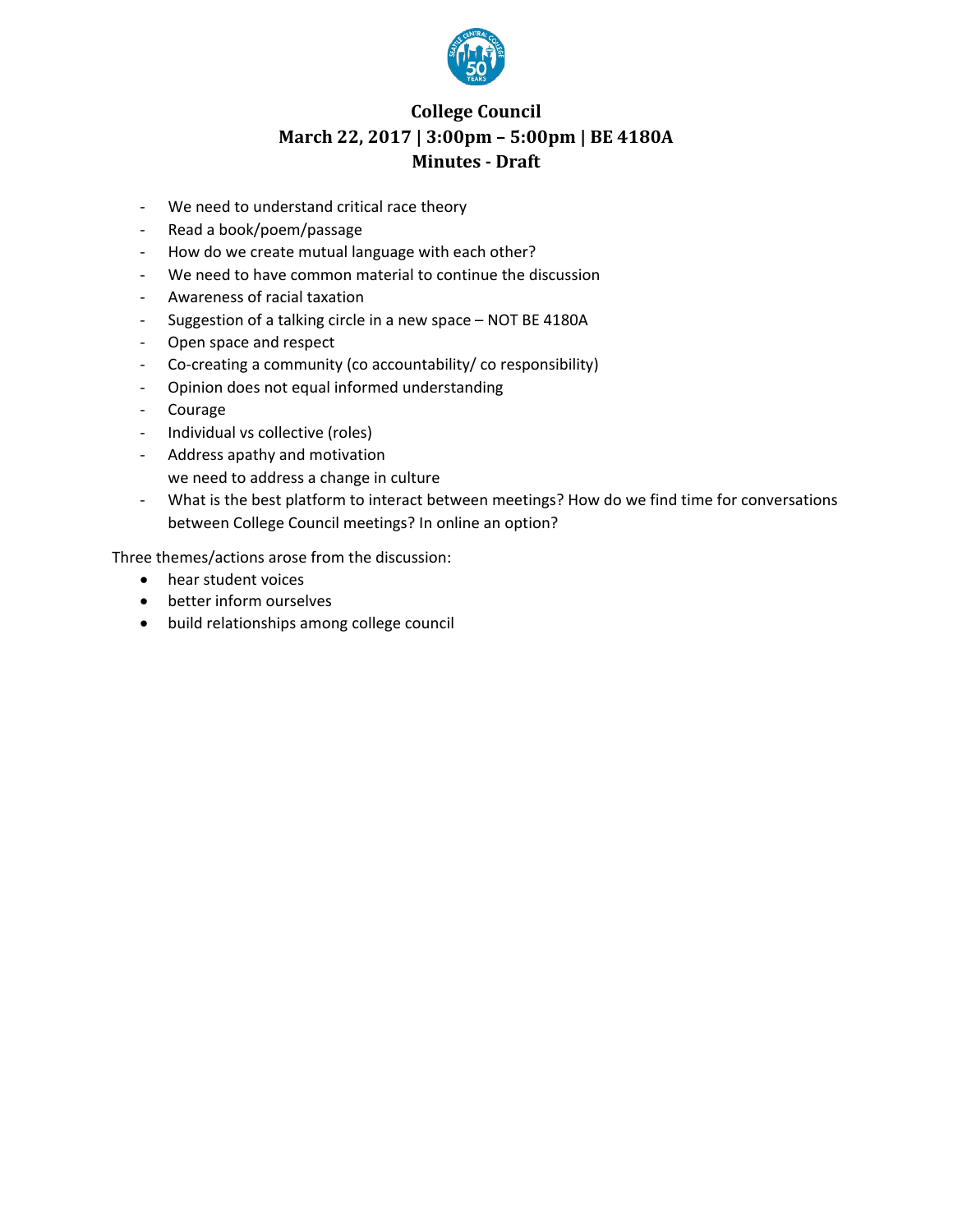# College Council

## March 22, 2017 | 3:00pm – 5:00pm | BE 4180A

## Minutes - Draft

- We need to understand critical race theory
- Read a book/poem/passage
- How do we create mutual language with each other?
- We need to have common material to continue the discussion
- Awareness of racial taxation
- Suggestion of a talking circle in a new space – NOT BE 4180A
- Open space and respect
- Co-creating a community (co accountability/ co responsibility)
- Opinion does not equal informed understanding
- Courage
- Individual vs collective (roles)
- Address apathy and motivation
  we need to address a change in culture
- What is the best platform to interact between meetings? How do we find time for conversations between College Council meetings? In online an option?

Three themes/actions arose from the discussion:

- hear student voices
- better inform ourselves
- build relationships among college council